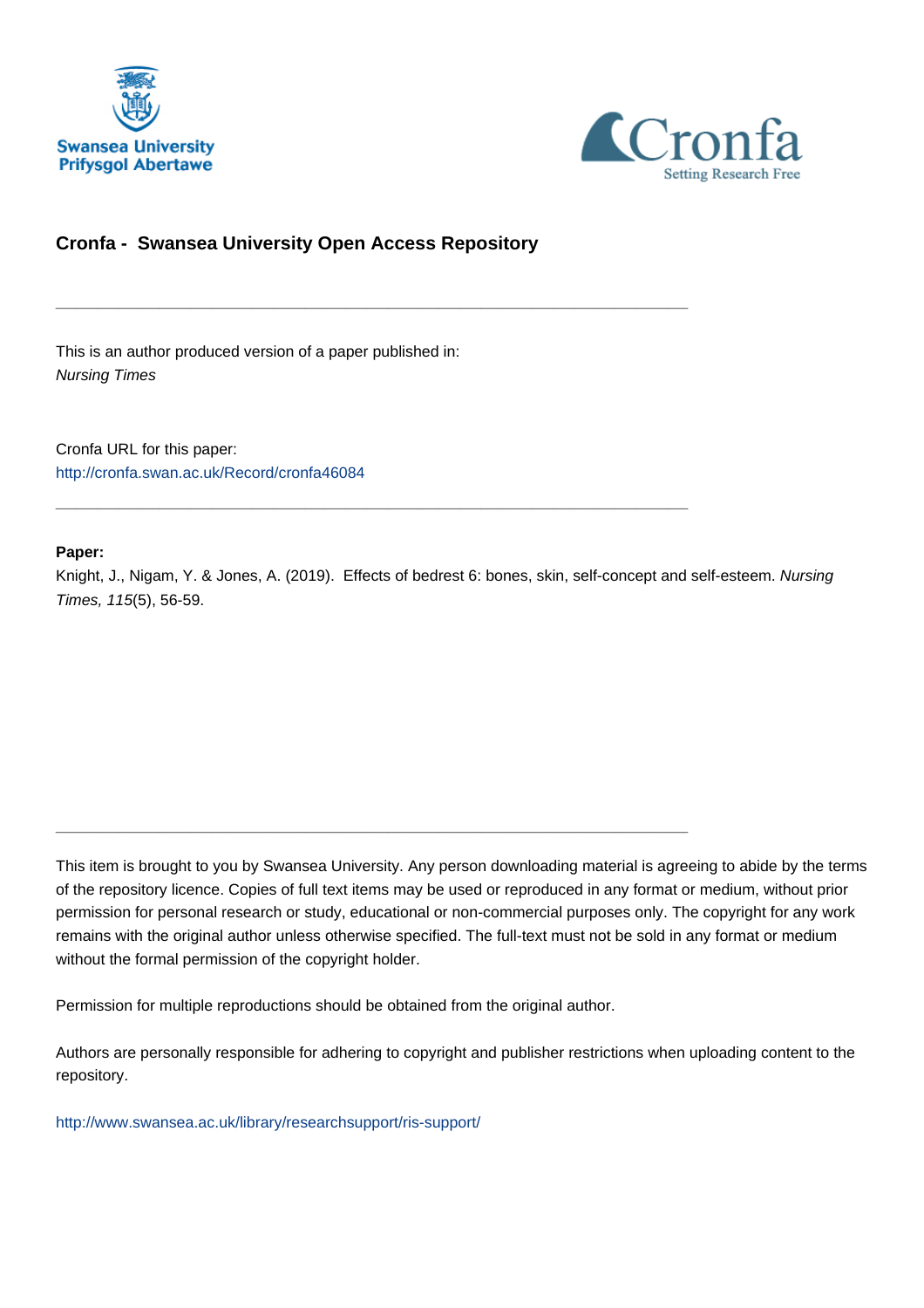Swansea University
Prifysgol Abertawe

Cronfa
Setting Research Free

## Cronfa - Swansea University Open Access Repository

---

This is an author produced version of a paper published in:
*Nursing Times*

Cronfa URL for this paper:
http://cronfa.swan.ac.uk/Record/cronfa46084

---

**Paper:**
Knight, J., Nigam, Y. & Jones, A. (2019). Effects of bedrest 6: bones, skin, self-concept and self-esteem. *Nursing Times, 115*(5), 56-59.

---

This item is brought to you by Swansea University. Any person downloading material is agreeing to abide by the terms of the repository licence. Copies of full text items may be used or reproduced in any format or medium, without prior permission for personal research or study, educational or non-commercial purposes only. The copyright for any work remains with the original author unless otherwise specified. The full-text must not be sold in any format or medium without the formal permission of the copyright holder.

Permission for multiple reproductions should be obtained from the original author.

Authors are personally responsible for adhering to copyright and publisher restrictions when uploading content to the repository.

http://www.swansea.ac.uk/library/researchsupport/ris-support/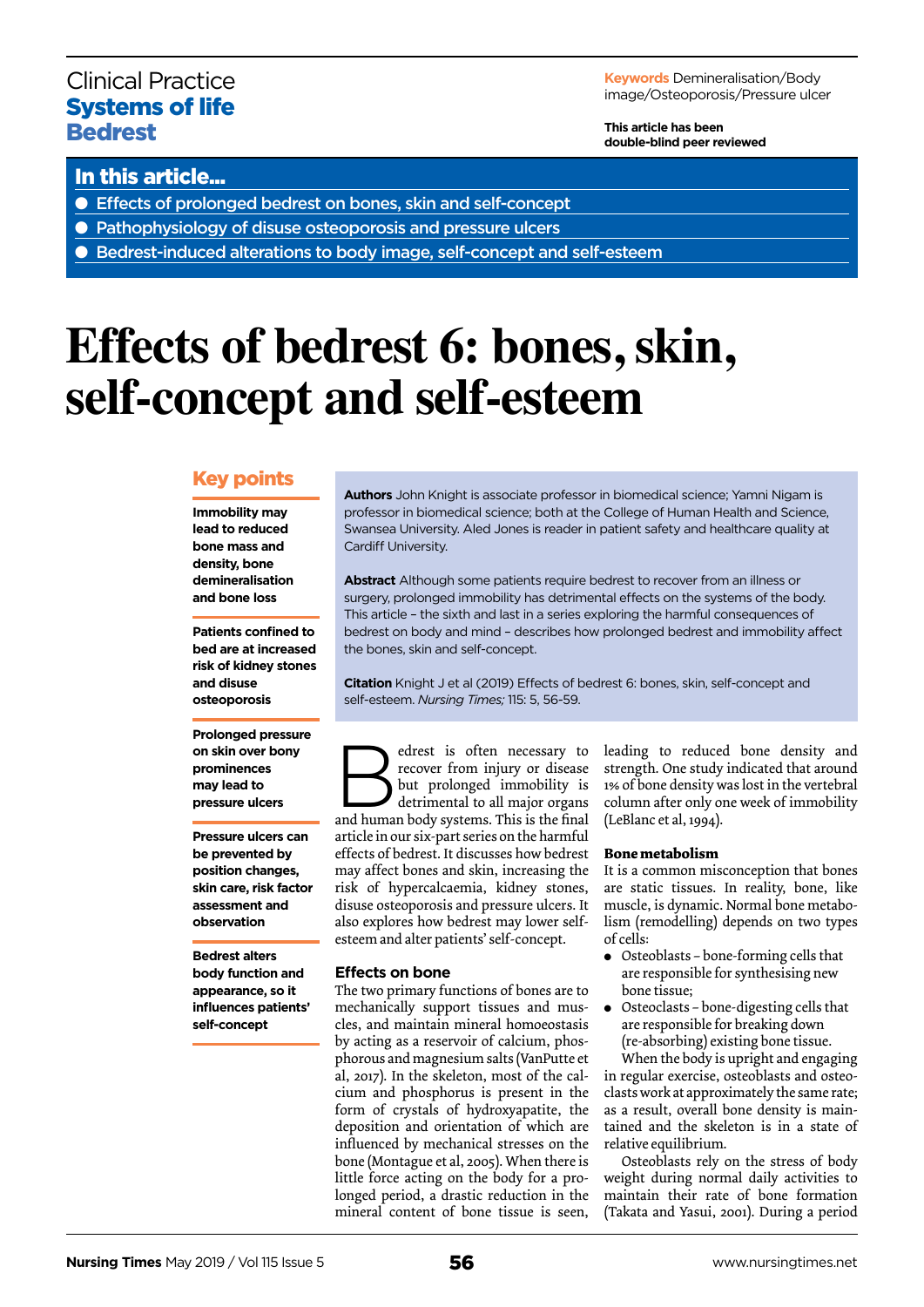Clinical Practice
**Systems of life**
**Bedrest**

**Keywords** Demineralisation/Body image/Osteoporosis/Pressure ulcer

**This article has been double-blind peer reviewed**

## In this article...

- Effects of prolonged bedrest on bones, skin and self-concept
- Pathophysiology of disuse osteoporosis and pressure ulcers
- Bedrest-induced alterations to body image, self-concept and self-esteem

# Effects of bedrest 6: bones, skin, self-concept and self-esteem

## Key points

**Immobility may lead to reduced bone mass and density, bone demineralisation and bone loss**

**Patients confined to bed are at increased risk of kidney stones and disuse osteoporosis**

**Prolonged pressure on skin over bony prominences may lead to pressure ulcers**

**Pressure ulcers can be prevented by position changes, skin care, risk factor assessment and observation**

**Bedrest alters body function and appearance, so it influences patients' self-concept**

**Authors** John Knight is associate professor in biomedical science; Yamni Nigam is professor in biomedical science; both at the College of Human Health and Science, Swansea University. Aled Jones is reader in patient safety and healthcare quality at Cardiff University.

**Abstract** Although some patients require bedrest to recover from an illness or surgery, prolonged immobility has detrimental effects on the systems of the body. This article – the sixth and last in a series exploring the harmful consequences of bedrest on body and mind – describes how prolonged bedrest and immobility affect the bones, skin and self-concept.

**Citation** Knight J et al (2019) Effects of bedrest 6: bones, skin, self-concept and self-esteem. *Nursing Times;* 115: 5, 56-59.

Bedrest is often necessary to recover from injury or disease but prolonged immobility is detrimental to all major organs and human body systems. This is the final article in our six-part series on the harmful effects of bedrest. It discusses how bedrest may affect bones and skin, increasing the risk of hypercalcaemia, kidney stones, disuse osteoporosis and pressure ulcers. It also explores how bedrest may lower self-esteem and alter patients' self-concept.

### Effects on bone

The two primary functions of bones are to mechanically support tissues and muscles, and maintain mineral homoeostasis by acting as a reservoir of calcium, phosphorous and magnesium salts (VanPutte et al, 2017). In the skeleton, most of the calcium and phosphorus is present in the form of crystals of hydroxyapatite, the deposition and orientation of which are influenced by mechanical stresses on the bone (Montague et al, 2005). When there is little force acting on the body for a prolonged period, a drastic reduction in the mineral content of bone tissue is seen, leading to reduced bone density and strength. One study indicated that around 1% of bone density was lost in the vertebral column after only one week of immobility (LeBlanc et al, 1994).

### Bone metabolism

It is a common misconception that bones are static tissues. In reality, bone, like muscle, is dynamic. Normal bone metabolism (remodelling) depends on two types of cells:

- Osteoblasts – bone-forming cells that are responsible for synthesising new bone tissue;
- Osteoclasts – bone-digesting cells that are responsible for breaking down (re-absorbing) existing bone tissue.

When the body is upright and engaging in regular exercise, osteoblasts and osteoclasts work at approximately the same rate; as a result, overall bone density is maintained and the skeleton is in a state of relative equilibrium.

Osteoblasts rely on the stress of body weight during normal daily activities to maintain their rate of bone formation (Takata and Yasui, 2001). During a period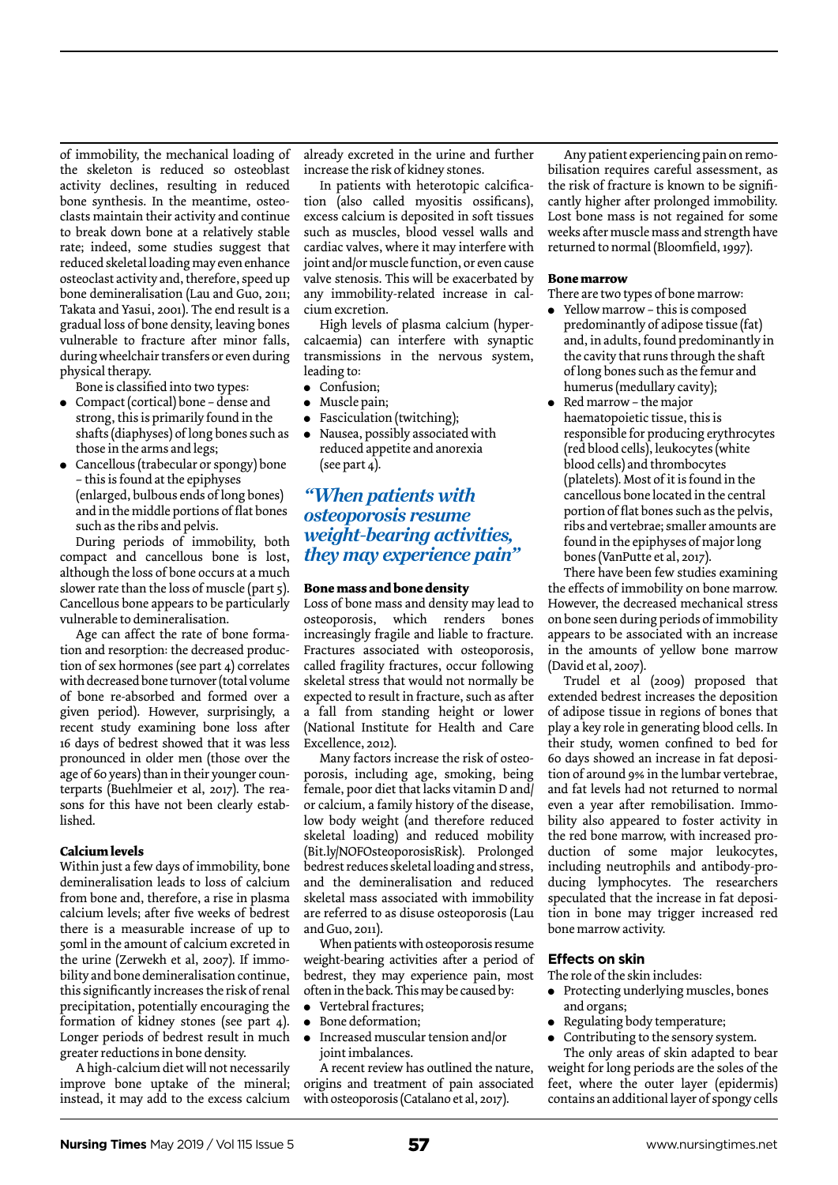of immobility, the mechanical loading of the skeleton is reduced so osteoblast activity declines, resulting in reduced bone synthesis. In the meantime, osteoclasts maintain their activity and continue to break down bone at a relatively stable rate; indeed, some studies suggest that reduced skeletal loading may even enhance osteoclast activity and, therefore, speed up bone demineralisation (Lau and Guo, 2011; Takata and Yasui, 2001). The end result is a gradual loss of bone density, leaving bones vulnerable to fracture after minor falls, during wheelchair transfers or even during physical therapy.

Bone is classified into two types:

- Compact (cortical) bone – dense and strong, this is primarily found in the shafts (diaphyses) of long bones such as those in the arms and legs;
- Cancellous (trabecular or spongy) bone – this is found at the epiphyses (enlarged, bulbous ends of long bones) and in the middle portions of flat bones such as the ribs and pelvis.

During periods of immobility, both compact and cancellous bone is lost, although the loss of bone occurs at a much slower rate than the loss of muscle (part 5). Cancellous bone appears to be particularly vulnerable to demineralisation.

Age can affect the rate of bone formation and resorption: the decreased production of sex hormones (see part 4) correlates with decreased bone turnover (total volume of bone re-absorbed and formed over a given period). However, surprisingly, a recent study examining bone loss after 16 days of bedrest showed that it was less pronounced in older men (those over the age of 60 years) than in their younger counterparts (Buehlmeier et al, 2017). The reasons for this have not been clearly established.

**Calcium levels**

Within just a few days of immobility, bone demineralisation leads to loss of calcium from bone and, therefore, a rise in plasma calcium levels; after five weeks of bedrest there is a measurable increase of up to 50ml in the amount of calcium excreted in the urine (Zerwekh et al, 2007). If immobility and bone demineralisation continue, this significantly increases the risk of renal precipitation, potentially encouraging the formation of kidney stones (see part 4). Longer periods of bedrest result in much greater reductions in bone density.

A high-calcium diet will not necessarily improve bone uptake of the mineral; instead, it may add to the excess calcium already excreted in the urine and further increase the risk of kidney stones.

In patients with heterotopic calcification (also called myositis ossificans), excess calcium is deposited in soft tissues such as muscles, blood vessel walls and cardiac valves, where it may interfere with joint and/or muscle function, or even cause valve stenosis. This will be exacerbated by any immobility-related increase in calcium excretion.

High levels of plasma calcium (hypercalcaemia) can interfere with synaptic transmissions in the nervous system, leading to:

- Confusion;
- Muscle pain;
- Fasciculation (twitching);
- Nausea, possibly associated with reduced appetite and anorexia (see part 4).

> *"When patients with osteoporosis resume weight-bearing activities, they may experience pain"*

**Bone mass and bone density**

Loss of bone mass and density may lead to osteoporosis, which renders bones increasingly fragile and liable to fracture. Fractures associated with osteoporosis, called fragility fractures, occur following skeletal stress that would not normally be expected to result in fracture, such as after a fall from standing height or lower (National Institute for Health and Care Excellence, 2012).

Many factors increase the risk of osteoporosis, including age, smoking, being female, poor diet that lacks vitamin D and/or calcium, a family history of the disease, low body weight (and therefore reduced skeletal loading) and reduced mobility (Bit.ly/NOFOsteoporosisRisk). Prolonged bedrest reduces skeletal loading and stress, and the demineralisation and reduced skeletal mass associated with immobility are referred to as disuse osteoporosis (Lau and Guo, 2011).

When patients with osteoporosis resume weight-bearing activities after a period of bedrest, they may experience pain, most often in the back. This may be caused by:

- Vertebral fractures;
- Bone deformation;
- Increased muscular tension and/or joint imbalances.

A recent review has outlined the nature, origins and treatment of pain associated with osteoporosis (Catalano et al, 2017).

Any patient experiencing pain on remobilisation requires careful assessment, as the risk of fracture is known to be significantly higher after prolonged immobility. Lost bone mass is not regained for some weeks after muscle mass and strength have returned to normal (Bloomfield, 1997).

**Bone marrow**

There are two types of bone marrow:

- Yellow marrow – this is composed predominantly of adipose tissue (fat) and, in adults, found predominantly in the cavity that runs through the shaft of long bones such as the femur and humerus (medullary cavity);
- Red marrow – the major haematopoietic tissue, this is responsible for producing erythrocytes (red blood cells), leukocytes (white blood cells) and thrombocytes (platelets). Most of it is found in the cancellous bone located in the central portion of flat bones such as the pelvis, ribs and vertebrae; smaller amounts are found in the epiphyses of major long bones (VanPutte et al, 2017).

There have been few studies examining the effects of immobility on bone marrow. However, the decreased mechanical stress on bone seen during periods of immobility appears to be associated with an increase in the amounts of yellow bone marrow (David et al, 2007).

Trudel et al (2009) proposed that extended bedrest increases the deposition of adipose tissue in regions of bones that play a key role in generating blood cells. In their study, women confined to bed for 60 days showed an increase in fat deposition of around 9% in the lumbar vertebrae, and fat levels had not returned to normal even a year after remobilisation. Immobility also appeared to foster activity in the red bone marrow, with increased production of some major leukocytes, including neutrophils and antibody-producing lymphocytes. The researchers speculated that the increase in fat deposition in bone may trigger increased red bone marrow activity.

### Effects on skin

The role of the skin includes:

- Protecting underlying muscles, bones and organs;
- Regulating body temperature;
- Contributing to the sensory system.

The only areas of skin adapted to bear weight for long periods are the soles of the feet, where the outer layer (epidermis) contains an additional layer of spongy cells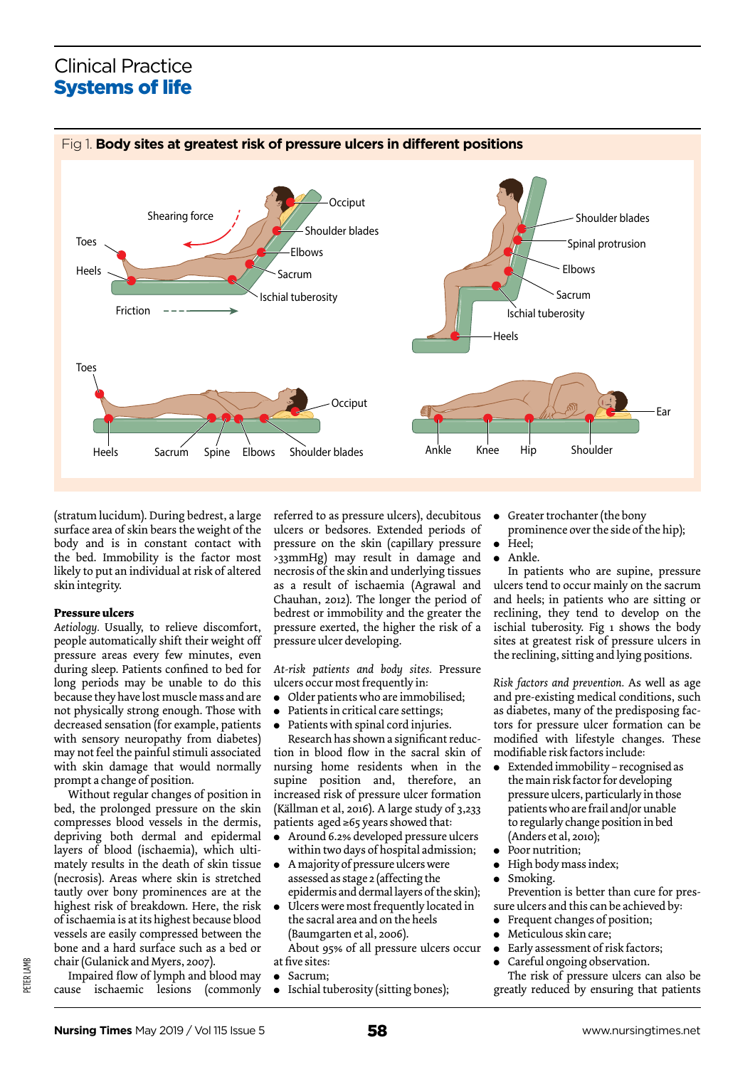Fig 1. **Body sites at greatest risk of pressure ulcers in different positions**

(stratum lucidum). During bedrest, a large surface area of skin bears the weight of the body and is in constant contact with the bed. Immobility is the factor most likely to put an individual at risk of altered skin integrity.

### Pressure ulcers

*Aetiology.* Usually, to relieve discomfort, people automatically shift their weight off pressure areas every few minutes, even during sleep. Patients confined to bed for long periods may be unable to do this because they have lost muscle mass and are not physically strong enough. Those with decreased sensation (for example, patients with sensory neuropathy from diabetes) may not feel the painful stimuli associated with skin damage that would normally prompt a change of position.

Without regular changes of position in bed, the prolonged pressure on the skin compresses blood vessels in the dermis, depriving both dermal and epidermal layers of blood (ischaemia), which ultimately results in the death of skin tissue (necrosis). Areas where skin is stretched tautly over bony prominences are at the highest risk of breakdown. Here, the risk of ischaemia is at its highest because blood vessels are easily compressed between the bone and a hard surface such as a bed or chair (Gulanick and Myers, 2007).

Impaired flow of lymph and blood may cause ischaemic lesions (commonly referred to as pressure ulcers), decubitous ulcers or bedsores. Extended periods of pressure on the skin (capillary pressure >33mmHg) may result in damage and necrosis of the skin and underlying tissues as a result of ischaemia (Agrawal and Chauhan, 2012). The longer the period of bedrest or immobility and the greater the pressure exerted, the higher the risk of a pressure ulcer developing.

*At-risk patients and body sites.* Pressure ulcers occur most frequently in:

- Older patients who are immobilised;
- Patients in critical care settings;
- Patients with spinal cord injuries.

Research has shown a significant reduction in blood flow in the sacral skin of nursing home residents when in the supine position and, therefore, an increased risk of pressure ulcer formation (Källman et al, 2016). A large study of 3,233 patients aged ≥65 years showed that:

- Around 6.2% developed pressure ulcers within two days of hospital admission;
- A majority of pressure ulcers were assessed as stage 2 (affecting the epidermis and dermal layers of the skin);
- Ulcers were most frequently located in the sacral area and on the heels (Baumgarten et al, 2006).

About 95% of all pressure ulcers occur at five sites:

- Sacrum;
- Ischial tuberosity (sitting bones);
- Greater trochanter (the bony prominence over the side of the hip);
- Heel;
- Ankle.

In patients who are supine, pressure ulcers tend to occur mainly on the sacrum and heels; in patients who are sitting or reclining, they tend to develop on the ischial tuberosity. Fig 1 shows the body sites at greatest risk of pressure ulcers in the reclining, sitting and lying positions.

*Risk factors and prevention.* As well as age and pre-existing medical conditions, such as diabetes, many of the predisposing factors for pressure ulcer formation can be modified with lifestyle changes. These modifiable risk factors include:

- Extended immobility – recognised as the main risk factor for developing pressure ulcers, particularly in those patients who are frail and/or unable to regularly change position in bed (Anders et al, 2010);
- Poor nutrition;
- High body mass index;
- Smoking.

Prevention is better than cure for pressure ulcers and this can be achieved by:

- Frequent changes of position;
- Meticulous skin care;
- Early assessment of risk factors;
- Careful ongoing observation.

The risk of pressure ulcers can also be greatly reduced by ensuring that patients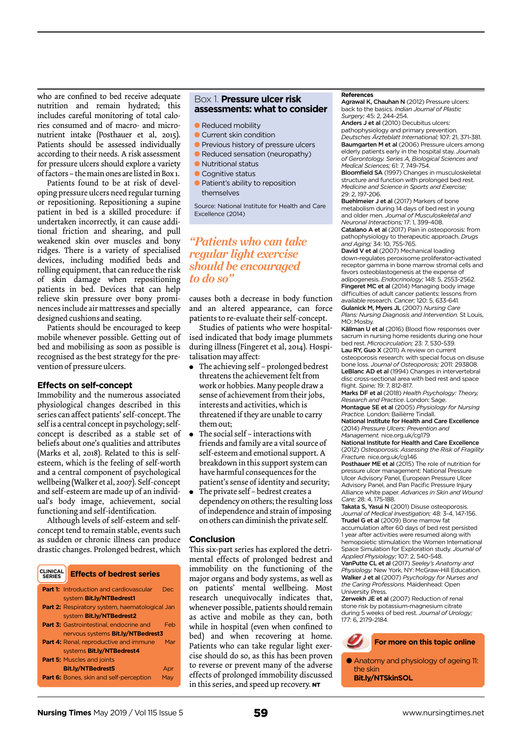who are confined to bed receive adequate nutrition and remain hydrated; this includes careful monitoring of total calories consumed and of macro- and micronutrient intake (Posthauer et al, 2015). Patients should be assessed individually according to their needs. A risk assessment for pressure ulcers should explore a variety of factors – the main ones are listed in Box 1.

Patients found to be at risk of developing pressure ulcers need regular turning or repositioning. Repositioning a supine patient in bed is a skilled procedure: if undertaken incorrectly, it can cause additional friction and shearing, and pull weakened skin over muscles and bony ridges. There is a variety of specialised devices, including modified beds and rolling equipment, that can reduce the risk of skin damage when repositioning patients in bed. Devices that can help relieve skin pressure over bony prominences include air mattresses and specially designed cushions and seating.

Patients should be encouraged to keep mobile whenever possible. Getting out of bed and mobilising as soon as possible is recognised as the best strategy for the prevention of pressure ulcers.

### Effects on self-concept

Immobility and the numerous associated physiological changes described in this series can affect patients' self-concept. The self is a central concept in psychology; self-concept is described as a stable set of beliefs about one's qualities and attributes (Marks et al, 2018). Related to this is self-esteem, which is the feeling of self-worth and a central component of psychological wellbeing (Walker et al, 2007). Self-concept and self-esteem are made up of an individual's body image, achievement, social functioning and self-identification.

Although levels of self-esteem and self-concept tend to remain stable, events such as sudden or chronic illness can produce drastic changes. Prolonged bedrest, which causes both a decrease in body function and an altered appearance, can force patients to re-evaluate their self-concept.

Studies of patients who were hospitalised indicated that body image plummets during illness (Fingeret et al, 2014). Hospitalisation may affect:

- The achieving self – prolonged bedrest threatens the achievement felt from work or hobbies. Many people draw a sense of achievement from their jobs, interests and activities, which is threatened if they are unable to carry them out;
- The social self – interactions with friends and family are a vital source of self-esteem and emotional support. A breakdown in this support system can have harmful consequences for the patient's sense of identity and security;
- The private self – bedrest creates a dependency on others; the resulting loss of independence and strain of imposing on others can diminish the private self.

### Conclusion

This six-part series has explored the detrimental effects of prolonged bedrest and immobility on the functioning of the major organs and body systems, as well as on patients' mental wellbeing. Most research unequivocally indicates that, whenever possible, patients should remain as active and mobile as they can, both while in hospital (even when confined to bed) and when recovering at home. Patients who can take regular light exercise should do so, as this has been proven to reverse or prevent many of the adverse effects of prolonged immobility discussed in this series, and speed up recovery. **NT**

**Box 1. Pressure ulcer risk assessments: what to consider**

- Reduced mobility
- Current skin condition
- Previous history of pressure ulcers
- Reduced sensation (neuropathy)
- Nutritional status
- Cognitive status
- Patient's ability to reposition themselves

Source: National Institute for Health and Care Excellence (2014)

*"Patients who can take regular light exercise should be encouraged to do so"*

**CLINICAL SERIES – Effects of bedrest series**

| | | |
|---|---|---|
| **Part 1:** | Introduction and cardiovascular system **Bit.ly/NTBedrest1** | Dec |
| **Part 2:** | Respiratory system, haematological system **Bit.ly/NTBedrest2** | Jan |
| **Part 3:** | Gastrointestinal, endocrine and nervous systems **Bit.ly/NTBedrest3** | Feb |
| **Part 4:** | Renal, reproductive and immune systems **Bit.ly/NTBedrest4** | Mar |
| **Part 5:** | Muscles and joints **Bit.ly/NTBedrest5** | Apr |
| **Part 6:** | Bones, skin and self-perception | May |

## References

**Agrawal K, Chauhan N** (2012) Pressure ulcers: back to the basics. *Indian Journal of Plastic Surgery;* 45: 2, 244-254.
**Anders J et al** (2010) Decubitus ulcers: pathophysiology and primary prevention. *Deutsches Ärzteblatt International;* 107: 21, 371-381.
**Baumgarten M et al** (2006) Pressure ulcers among elderly patients early in the hospital stay. *Journals of Gerontology. Series A, Biological Sciences and Medical Sciences;* 61: 7, 749-754.
**Bloomfield SA** (1997) Changes in musculoskeletal structure and function with prolonged bed rest. *Medicine and Science in Sports and Exercise;* 29: 2, 197-206.
**Buehlmeier J et al** (2017) Markers of bone metabolism during 14 days of bed rest in young and older men. *Journal of Musculoskeletal and Neuronal Interactions;* 17: 1, 399-408.
**Catalano A et al** (2017) Pain in osteoporosis: from pathophysiology to therapeutic approach. *Drugs and Aging;* 34: 10, 755-765.
**David V et al** (2007) Mechanical loading down-regulates peroxisome proliferator-activated receptor gamma in bone marrow stromal cells and favors osteoblastogenesis at the expense of adipogenesis. *Endocrinology;* 148: 5, 2553-2562.
**Fingeret MC et al** (2014) Managing body image difficulties of adult cancer patients: lessons from available research. *Cancer;* 120: 5, 633-641.
**Gulanick M, Myers JL** (2007) *Nursing Care Plans: Nursing Diagnosis and Intervention.* St Louis, MO: Mosby.
**Källman U et al** (2016) Blood flow responses over sacrum in nursing home residents during one hour bed rest. *Microcirculation;* 23: 7, 530-539.
**Lau RY, Guo X** (2011) A review on current osteoporosis research: with special focus on disuse bone loss. *Journal of Osteoporosis;* 2011: 293808.
**LeBlanc AD et al** (1994) Changes in intervertebral disc cross-sectional area with bed rest and space flight. *Spine;* 19: 7, 812-817.
**Marks DF et al** (2018) *Health Psychology: Theory, Research and Practice.* London: Sage.
**Montague SE et al** (2005) *Physiology for Nursing Practice.* London: Baillière Tindall.
**National Institute for Health and Care Excellence** (2014) *Pressure Ulcers: Prevention and Management.* nice.org.uk/cg179
**National Institute for Health and Care Excellence** (2012) *Osteoporosis: Assessing the Risk of Fragility Fracture.* nice.org.uk/cg146
**Posthauer ME et al** (2015) The role of nutrition for pressure ulcer management: National Pressure Ulcer Advisory Panel, European Pressure Ulcer Advisory Panel, and Pan Pacific Pressure Injury Alliance white paper. *Advances in Skin and Wound Care;* 28: 4, 175-188.
**Takata S, Yasui N** (2001) Disuse osteoporosis. *Journal of Medical Investigation;* 48: 3-4, 147-156.
**Trudel G et al** (2009) Bone marrow fat accumulation after 60 days of bed rest persisted 1 year after activities were resumed along with hemopoietic stimulation: the Women International Space Simulation for Exploration study. *Journal of Applied Physiology;* 107: 2, 540-548.
**VanPutte CL et al** (2017) *Seeley's Anatomy and Physiology.* New York, NY: McGraw-Hill Education.
**Walker J et al** (2007) *Psychology for Nurses and the Caring Professions.* Maidenhead: Open University Press.
**Zerwekh JE et al** (2007) Reduction of renal stone risk by potassium-magnesium citrate during 5 weeks of bed rest. *Journal of Urology;* 177: 6, 2179-2184.

**For more on this topic online**

- Anatomy and physiology of ageing 11: the skin **Bit.ly/NTSkinSOL**